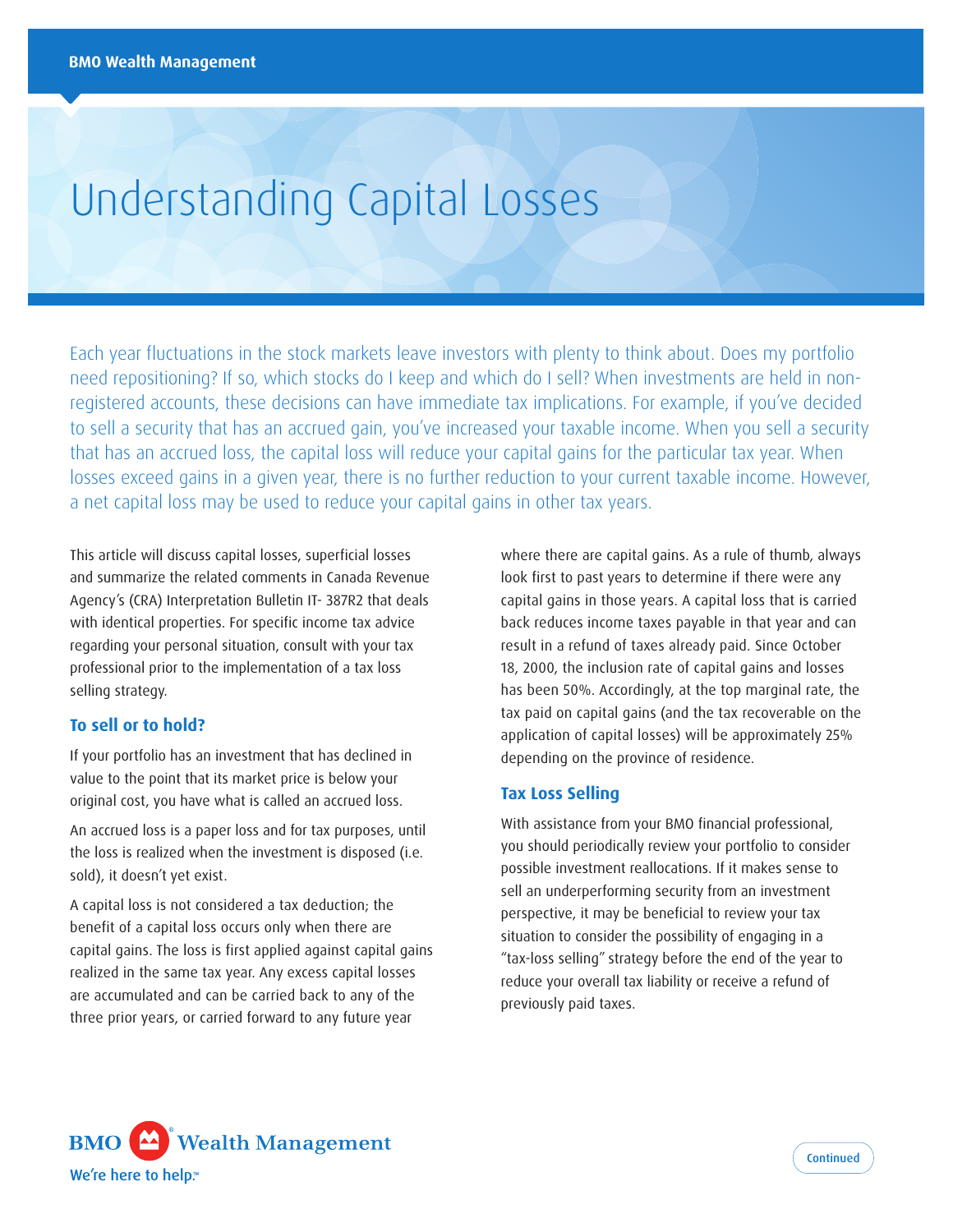BMO Wealth Management

# Understanding Capital Losses

Each year fluctuations in the stock markets leave investors with plenty to think about. Does my portfolio need repositioning? If so, which stocks do I keep and which do I sell? When investments are held in non-registered accounts, these decisions can have immediate tax implications. For example, if you've decided to sell a security that has an accrued gain, you've increased your taxable income. When you sell a security that has an accrued loss, the capital loss will reduce your capital gains for the particular tax year. When losses exceed gains in a given year, there is no further reduction to your current taxable income. However, a net capital loss may be used to reduce your capital gains in other tax years.

This article will discuss capital losses, superficial losses and summarize the related comments in Canada Revenue Agency's (CRA) Interpretation Bulletin IT- 387R2 that deals with identical properties. For specific income tax advice regarding your personal situation, consult with your tax professional prior to the implementation of a tax loss selling strategy.

## To sell or to hold?

If your portfolio has an investment that has declined in value to the point that its market price is below your original cost, you have what is called an accrued loss.

An accrued loss is a paper loss and for tax purposes, until the loss is realized when the investment is disposed (i.e. sold), it doesn't yet exist.

A capital loss is not considered a tax deduction; the benefit of a capital loss occurs only when there are capital gains. The loss is first applied against capital gains realized in the same tax year. Any excess capital losses are accumulated and can be carried back to any of the three prior years, or carried forward to any future year where there are capital gains. As a rule of thumb, always look first to past years to determine if there were any capital gains in those years. A capital loss that is carried back reduces income taxes payable in that year and can result in a refund of taxes already paid. Since October 18, 2000, the inclusion rate of capital gains and losses has been 50%. Accordingly, at the top marginal rate, the tax paid on capital gains (and the tax recoverable on the application of capital losses) will be approximately 25% depending on the province of residence.

## Tax Loss Selling

With assistance from your BMO financial professional, you should periodically review your portfolio to consider possible investment reallocations. If it makes sense to sell an underperforming security from an investment perspective, it may be beneficial to review your tax situation to consider the possibility of engaging in a "tax-loss selling" strategy before the end of the year to reduce your overall tax liability or receive a refund of previously paid taxes.

BMO Wealth Management
We're here to help.™

Continued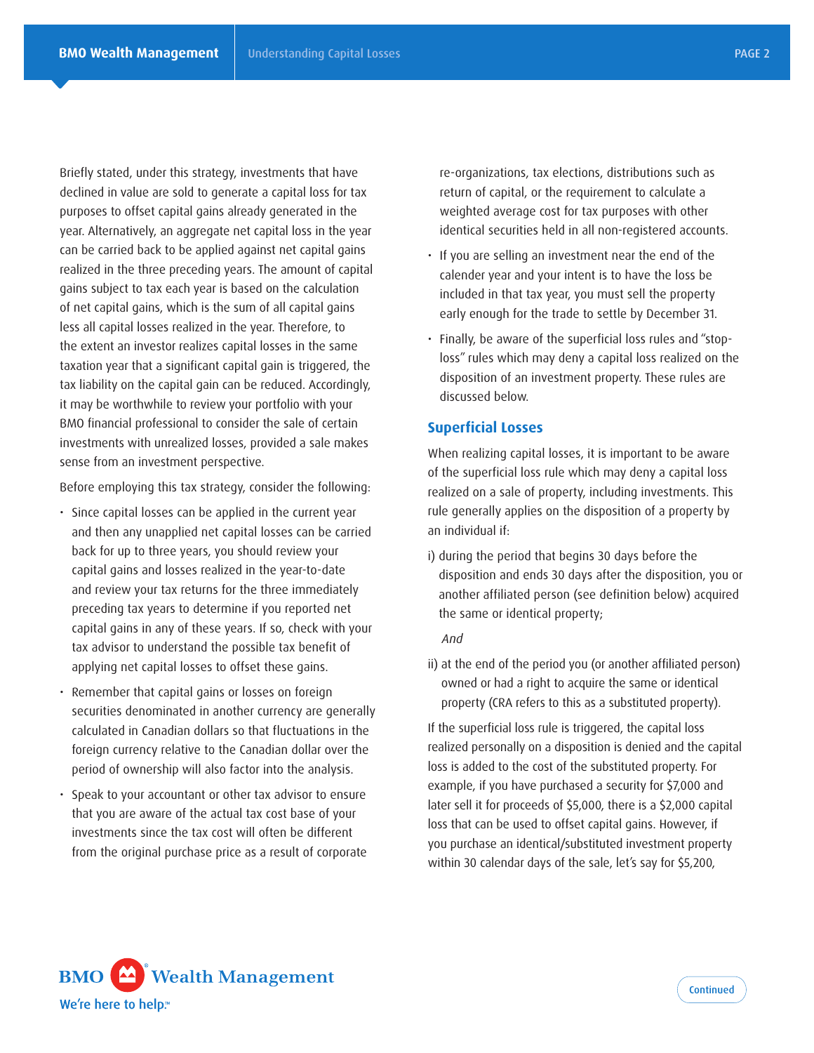Briefly stated, under this strategy, investments that have declined in value are sold to generate a capital loss for tax purposes to offset capital gains already generated in the year. Alternatively, an aggregate net capital loss in the year can be carried back to be applied against net capital gains realized in the three preceding years. The amount of capital gains subject to tax each year is based on the calculation of net capital gains, which is the sum of all capital gains less all capital losses realized in the year. Therefore, to the extent an investor realizes capital losses in the same taxation year that a significant capital gain is triggered, the tax liability on the capital gain can be reduced. Accordingly, it may be worthwhile to review your portfolio with your BMO financial professional to consider the sale of certain investments with unrealized losses, provided a sale makes sense from an investment perspective.

Before employing this tax strategy, consider the following:

- Since capital losses can be applied in the current year and then any unapplied net capital losses can be carried back for up to three years, you should review your capital gains and losses realized in the year-to-date and review your tax returns for the three immediately preceding tax years to determine if you reported net capital gains in any of these years. If so, check with your tax advisor to understand the possible tax benefit of applying net capital losses to offset these gains.
- Remember that capital gains or losses on foreign securities denominated in another currency are generally calculated in Canadian dollars so that fluctuations in the foreign currency relative to the Canadian dollar over the period of ownership will also factor into the analysis.
- Speak to your accountant or other tax advisor to ensure that you are aware of the actual tax cost base of your investments since the tax cost will often be different from the original purchase price as a result of corporate re-organizations, tax elections, distributions such as return of capital, or the requirement to calculate a weighted average cost for tax purposes with other identical securities held in all non-registered accounts.
- If you are selling an investment near the end of the calender year and your intent is to have the loss be included in that tax year, you must sell the property early enough for the trade to settle by December 31.
- Finally, be aware of the superficial loss rules and "stop-loss" rules which may deny a capital loss realized on the disposition of an investment property. These rules are discussed below.

## Superficial Losses

When realizing capital losses, it is important to be aware of the superficial loss rule which may deny a capital loss realized on a sale of property, including investments. This rule generally applies on the disposition of a property by an individual if:

i) during the period that begins 30 days before the disposition and ends 30 days after the disposition, you or another affiliated person (see definition below) acquired the same or identical property;

*And*

ii) at the end of the period you (or another affiliated person) owned or had a right to acquire the same or identical property (CRA refers to this as a substituted property).

If the superficial loss rule is triggered, the capital loss realized personally on a disposition is denied and the capital loss is added to the cost of the substituted property. For example, if you have purchased a security for $7,000 and later sell it for proceeds of $5,000, there is a $2,000 capital loss that can be used to offset capital gains. However, if you purchase an identical/substituted investment property within 30 calendar days of the sale, let's say for $5,200,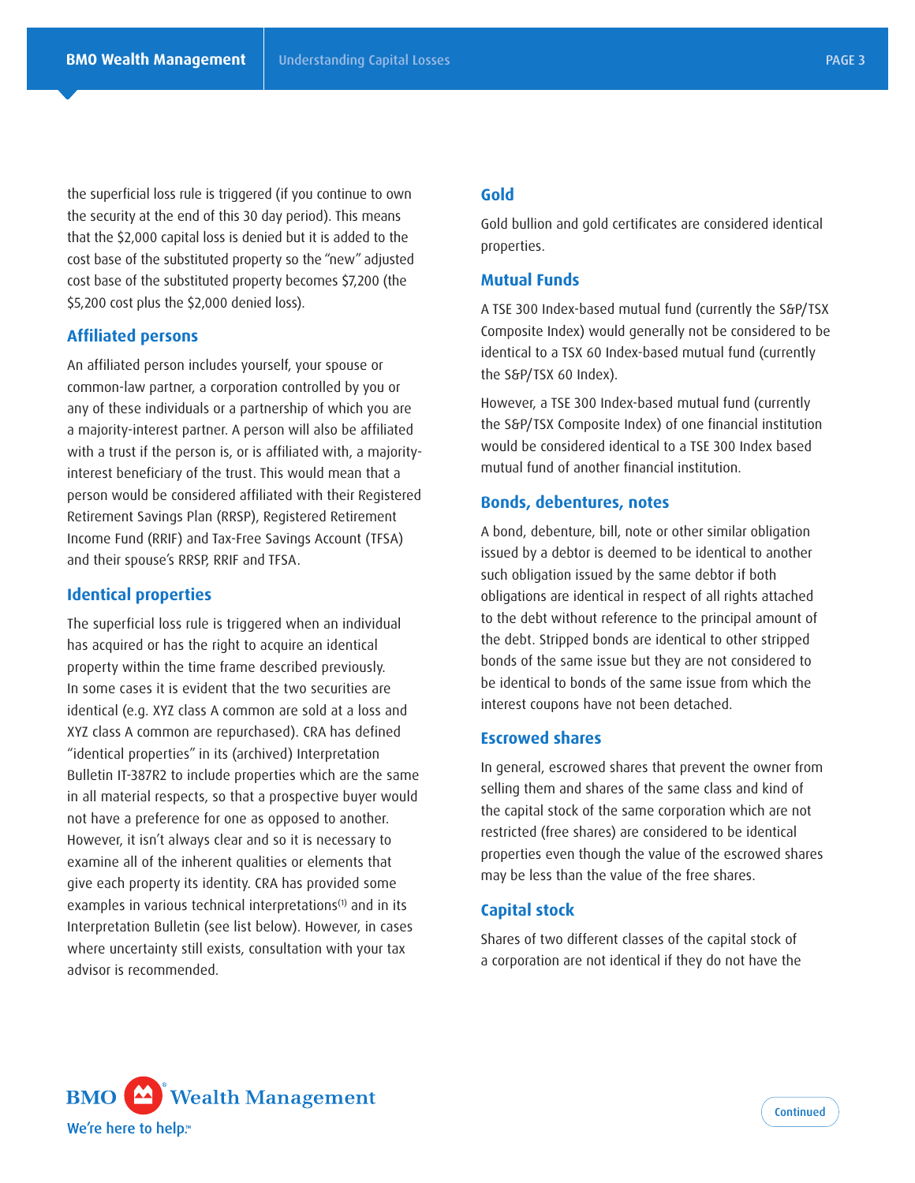the superficial loss rule is triggered (if you continue to own the security at the end of this 30 day period). This means that the $2,000 capital loss is denied but it is added to the cost base of the substituted property so the "new" adjusted cost base of the substituted property becomes $7,200 (the $5,200 cost plus the $2,000 denied loss).

## Affiliated persons

An affiliated person includes yourself, your spouse or common-law partner, a corporation controlled by you or any of these individuals or a partnership of which you are a majority-interest partner. A person will also be affiliated with a trust if the person is, or is affiliated with, a majority-interest beneficiary of the trust. This would mean that a person would be considered affiliated with their Registered Retirement Savings Plan (RRSP), Registered Retirement Income Fund (RRIF) and Tax-Free Savings Account (TFSA) and their spouse's RRSP, RRIF and TFSA.

## Identical properties

The superficial loss rule is triggered when an individual has acquired or has the right to acquire an identical property within the time frame described previously. In some cases it is evident that the two securities are identical (e.g. XYZ class A common are sold at a loss and XYZ class A common are repurchased). CRA has defined "identical properties" in its (archived) Interpretation Bulletin IT-387R2 to include properties which are the same in all material respects, so that a prospective buyer would not have a preference for one as opposed to another. However, it isn't always clear and so it is necessary to examine all of the inherent qualities or elements that give each property its identity. CRA has provided some examples in various technical interpretations[1] and in its Interpretation Bulletin (see list below). However, in cases where uncertainty still exists, consultation with your tax advisor is recommended.

### Gold

Gold bullion and gold certificates are considered identical properties.

### Mutual Funds

A TSE 300 Index-based mutual fund (currently the S&P/TSX Composite Index) would generally not be considered to be identical to a TSX 60 Index-based mutual fund (currently the S&P/TSX 60 Index).

However, a TSE 300 Index-based mutual fund (currently the S&P/TSX Composite Index) of one financial institution would be considered identical to a TSE 300 Index based mutual fund of another financial institution.

### Bonds, debentures, notes

A bond, debenture, bill, note or other similar obligation issued by a debtor is deemed to be identical to another such obligation issued by the same debtor if both obligations are identical in respect of all rights attached to the debt without reference to the principal amount of the debt. Stripped bonds are identical to other stripped bonds of the same issue but they are not considered to be identical to bonds of the same issue from which the interest coupons have not been detached.

### Escrowed shares

In general, escrowed shares that prevent the owner from selling them and shares of the same class and kind of the capital stock of the same corporation which are not restricted (free shares) are considered to be identical properties even though the value of the escrowed shares may be less than the value of the free shares.

### Capital stock

Shares of two different classes of the capital stock of a corporation are not identical if they do not have the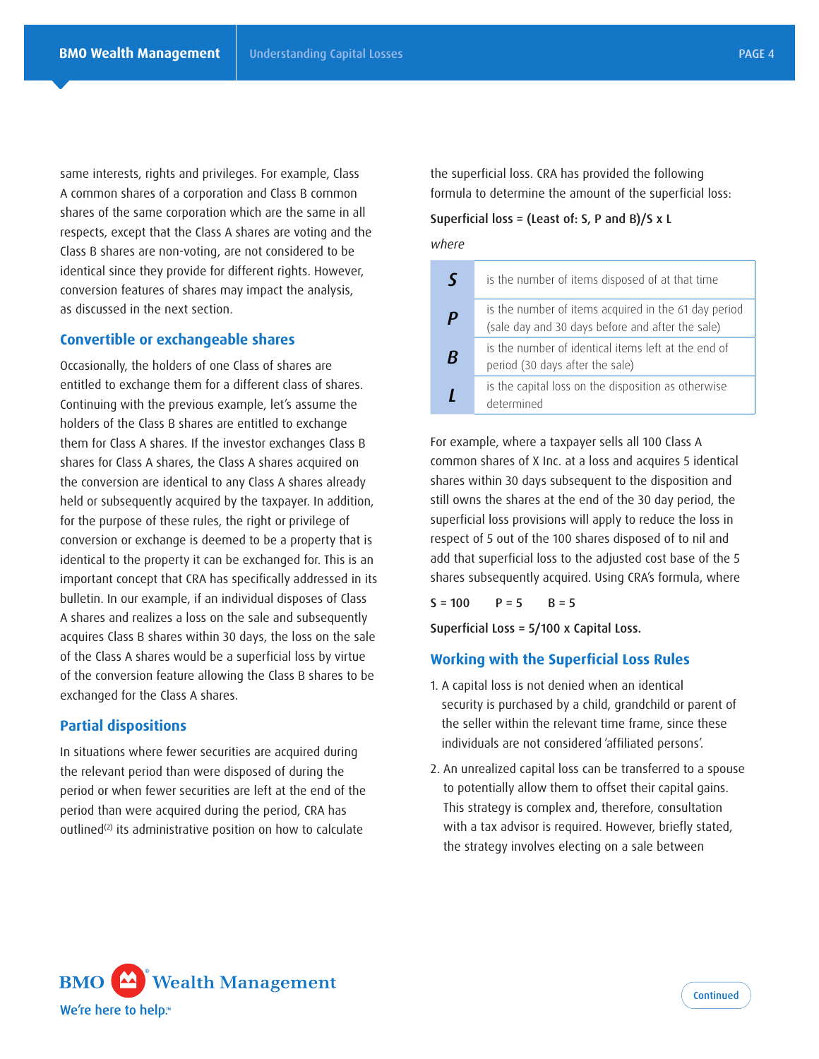same interests, rights and privileges. For example, Class A common shares of a corporation and Class B common shares of the same corporation which are the same in all respects, except that the Class A shares are voting and the Class B shares are non-voting, are not considered to be identical since they provide for different rights. However, conversion features of shares may impact the analysis, as discussed in the next section.

### Convertible or exchangeable shares

Occasionally, the holders of one Class of shares are entitled to exchange them for a different class of shares. Continuing with the previous example, let's assume the holders of the Class B shares are entitled to exchange them for Class A shares. If the investor exchanges Class B shares for Class A shares, the Class A shares acquired on the conversion are identical to any Class A shares already held or subsequently acquired by the taxpayer. In addition, for the purpose of these rules, the right or privilege of conversion or exchange is deemed to be a property that is identical to the property it can be exchanged for. This is an important concept that CRA has specifically addressed in its bulletin. In our example, if an individual disposes of Class A shares and realizes a loss on the sale and subsequently acquires Class B shares within 30 days, the loss on the sale of the Class A shares would be a superficial loss by virtue of the conversion feature allowing the Class B shares to be exchanged for the Class A shares.

### Partial dispositions

In situations where fewer securities are acquired during the relevant period than were disposed of during the period or when fewer securities are left at the end of the period than were acquired during the period, CRA has outlined[2] its administrative position on how to calculate the superficial loss. CRA has provided the following formula to determine the amount of the superficial loss:

**Superficial loss = (Least of: S, P and B)/S x L**

*where*

| | |
|---|---|
| ***S*** | is the number of items disposed of at that time |
| ***P*** | is the number of items acquired in the 61 day period (sale day and 30 days before and after the sale) |
| ***B*** | is the number of identical items left at the end of period (30 days after the sale) |
| ***L*** | is the capital loss on the disposition as otherwise determined |

For example, where a taxpayer sells all 100 Class A common shares of X Inc. at a loss and acquires 5 identical shares within 30 days subsequent to the disposition and still owns the shares at the end of the 30 day period, the superficial loss provisions will apply to reduce the loss in respect of 5 out of the 100 shares disposed of to nil and add that superficial loss to the adjusted cost base of the 5 shares subsequently acquired. Using CRA's formula, where

S = 100 P = 5 B = 5

**Superficial Loss = 5/100 x Capital Loss.**

## Working with the Superficial Loss Rules

1. A capital loss is not denied when an identical security is purchased by a child, grandchild or parent of the seller within the relevant time frame, since these individuals are not considered 'affiliated persons'.
2. An unrealized capital loss can be transferred to a spouse to potentially allow them to offset their capital gains. This strategy is complex and, therefore, consultation with a tax advisor is required. However, briefly stated, the strategy involves electing on a sale between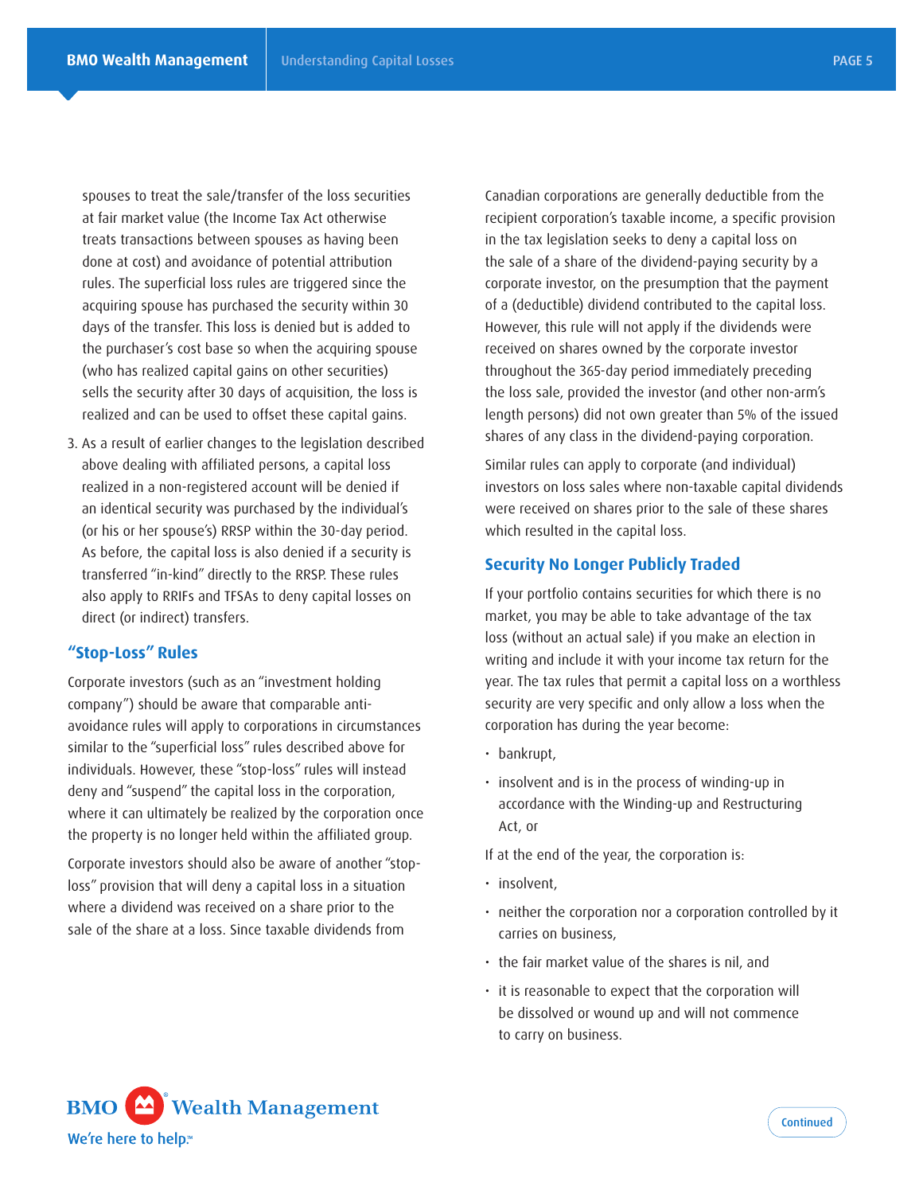spouses to treat the sale/transfer of the loss securities at fair market value (the Income Tax Act otherwise treats transactions between spouses as having been done at cost) and avoidance of potential attribution rules. The superficial loss rules are triggered since the acquiring spouse has purchased the security within 30 days of the transfer. This loss is denied but is added to the purchaser's cost base so when the acquiring spouse (who has realized capital gains on other securities) sells the security after 30 days of acquisition, the loss is realized and can be used to offset these capital gains.

3. As a result of earlier changes to the legislation described above dealing with affiliated persons, a capital loss realized in a non-registered account will be denied if an identical security was purchased by the individual's (or his or her spouse's) RRSP within the 30-day period. As before, the capital loss is also denied if a security is transferred "in-kind" directly to the RRSP. These rules also apply to RRIFs and TFSAs to deny capital losses on direct (or indirect) transfers.

### "Stop-Loss" Rules

Corporate investors (such as an "investment holding company") should be aware that comparable anti-avoidance rules will apply to corporations in circumstances similar to the "superficial loss" rules described above for individuals. However, these "stop-loss" rules will instead deny and "suspend" the capital loss in the corporation, where it can ultimately be realized by the corporation once the property is no longer held within the affiliated group.

Corporate investors should also be aware of another "stop-loss" provision that will deny a capital loss in a situation where a dividend was received on a share prior to the sale of the share at a loss. Since taxable dividends from Canadian corporations are generally deductible from the recipient corporation's taxable income, a specific provision in the tax legislation seeks to deny a capital loss on the sale of a share of the dividend-paying security by a corporate investor, on the presumption that the payment of a (deductible) dividend contributed to the capital loss. However, this rule will not apply if the dividends were received on shares owned by the corporate investor throughout the 365-day period immediately preceding the loss sale, provided the investor (and other non-arm's length persons) did not own greater than 5% of the issued shares of any class in the dividend-paying corporation.

Similar rules can apply to corporate (and individual) investors on loss sales where non-taxable capital dividends were received on shares prior to the sale of these shares which resulted in the capital loss.

### Security No Longer Publicly Traded

If your portfolio contains securities for which there is no market, you may be able to take advantage of the tax loss (without an actual sale) if you make an election in writing and include it with your income tax return for the year. The tax rules that permit a capital loss on a worthless security are very specific and only allow a loss when the corporation has during the year become:

- bankrupt,
- insolvent and is in the process of winding-up in accordance with the Winding-up and Restructuring Act, or

If at the end of the year, the corporation is:

- insolvent,
- neither the corporation nor a corporation controlled by it carries on business,
- the fair market value of the shares is nil, and
- it is reasonable to expect that the corporation will be dissolved or wound up and will not commence to carry on business.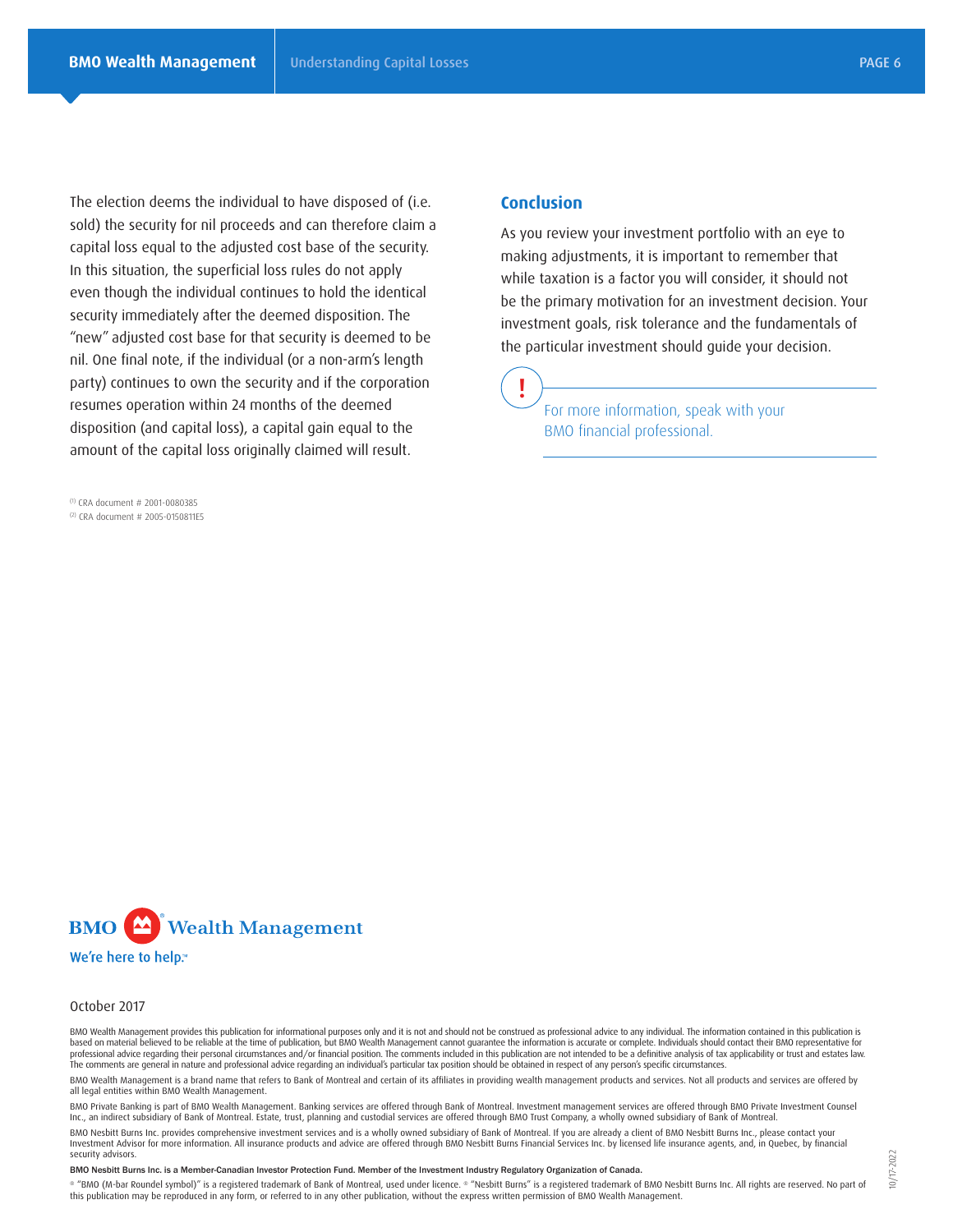The election deems the individual to have disposed of (i.e. sold) the security for nil proceeds and can therefore claim a capital loss equal to the adjusted cost base of the security. In this situation, the superficial loss rules do not apply even though the individual continues to hold the identical security immediately after the deemed disposition. The "new" adjusted cost base for that security is deemed to be nil. One final note, if the individual (or a non-arm's length party) continues to own the security and if the corporation resumes operation within 24 months of the deemed disposition (and capital loss), a capital gain equal to the amount of the capital loss originally claimed will result.

[1] CRA document # 2001-0080385
[2] CRA document # 2005-0150811E5

## Conclusion

As you review your investment portfolio with an eye to making adjustments, it is important to remember that while taxation is a factor you will consider, it should not be the primary motivation for an investment decision. Your investment goals, risk tolerance and the fundamentals of the particular investment should guide your decision.

!

For more information, speak with your BMO financial professional.

BMO Wealth Management

We're here to help.™

October 2017

BMO Wealth Management provides this publication for informational purposes only and it is not and should not be construed as professional advice to any individual. The information contained in this publication is based on material believed to be reliable at the time of publication, but BMO Wealth Management cannot guarantee the information is accurate or complete. Individuals should contact their BMO representative for professional advice regarding their personal circumstances and/or financial position. The comments included in this publication are not intended to be a definitive analysis of tax applicability or trust and estates law. The comments are general in nature and professional advice regarding an individual's particular tax position should be obtained in respect of any person's specific circumstances.

BMO Wealth Management is a brand name that refers to Bank of Montreal and certain of its affiliates in providing wealth management products and services. Not all products and services are offered by all legal entities within BMO Wealth Management.

BMO Private Banking is part of BMO Wealth Management. Banking services are offered through Bank of Montreal. Investment management services are offered through BMO Private Investment Counsel Inc., an indirect subsidiary of Bank of Montreal. Estate, trust, planning and custodial services are offered through BMO Trust Company, a wholly owned subsidiary of Bank of Montreal.

BMO Nesbitt Burns Inc. provides comprehensive investment services and is a wholly owned subsidiary of Bank of Montreal. If you are already a client of BMO Nesbitt Burns Inc., please contact your Investment Advisor for more information. All insurance products and advice are offered through BMO Nesbitt Burns Financial Services Inc. by licensed life insurance agents, and, in Quebec, by financial security advisors.

**BMO Nesbitt Burns Inc. is a Member-Canadian Investor Protection Fund. Member of the Investment Industry Regulatory Organization of Canada.**

® "BMO (M-bar Roundel symbol)" is a registered trademark of Bank of Montreal, used under licence. ® "Nesbitt Burns" is a registered trademark of BMO Nesbitt Burns Inc. All rights are reserved. No part of this publication may be reproduced in any form, or referred to in any other publication, without the express written permission of BMO Wealth Management.

10/17-2022